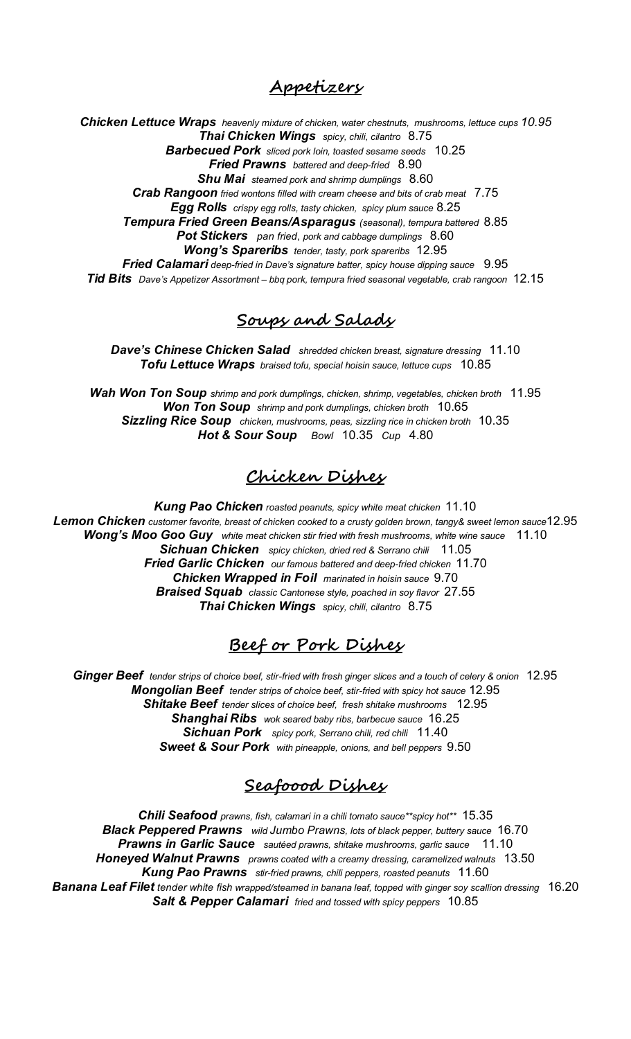## Appetizers

***Chicken Lettuce Wraps*** *heavenly mixture of chicken, water chestnuts, mushrooms, lettuce cups* *10.95*
***Thai Chicken Wings*** *spicy, chili, cilantro* 8.75
***Barbecued Pork*** *sliced pork loin, toasted sesame seeds* 10.25
***Fried Prawns*** *battered and deep-fried* 8.90
***Shu Mai*** *steamed pork and shrimp dumplings* 8.60
***Crab Rangoon*** *fried wontons filled with cream cheese and bits of crab meat* 7.75
***Egg Rolls*** *crispy egg rolls, tasty chicken, spicy plum sauce* 8.25
***Tempura Fried Green Beans/Asparagus*** *(seasonal), tempura battered* 8.85
***Pot Stickers*** *pan fried, pork and cabbage dumplings* 8.60
***Wong's Spareribs*** *tender, tasty, pork spareribs* 12.95
***Fried Calamari*** *deep-fried in Dave's signature batter, spicy house dipping sauce* 9.95
***Tid Bits*** *Dave's Appetizer Assortment – bbq pork, tempura fried seasonal vegetable, crab rangoon* 12.15

## Soups and Salads

***Dave's Chinese Chicken Salad*** *shredded chicken breast, signature dressing* 11.10
***Tofu Lettuce Wraps*** *braised tofu, special hoisin sauce, lettuce cups* 10.85

***Wah Won Ton Soup*** *shrimp and pork dumplings, chicken, shrimp, vegetables, chicken broth* 11.95
***Won Ton Soup*** *shrimp and pork dumplings, chicken broth* 10.65
***Sizzling Rice Soup*** *chicken, mushrooms, peas, sizzling rice in chicken broth* 10.35
***Hot & Sour Soup*** *Bowl* 10.35 *Cup* 4.80

## Chicken Dishes

***Kung Pao Chicken*** *roasted peanuts, spicy white meat chicken* 11.10
***Lemon Chicken*** *customer favorite, breast of chicken cooked to a crusty golden brown, tangy& sweet lemon sauce* 12.95
***Wong's Moo Goo Guy*** *white meat chicken stir fried with fresh mushrooms, white wine sauce* 11.10
***Sichuan Chicken*** *spicy chicken, dried red & Serrano chili* 11.05
***Fried Garlic Chicken*** *our famous battered and deep-fried chicken* 11.70
***Chicken Wrapped in Foil*** *marinated in hoisin sauce* 9.70
***Braised Squab*** *classic Cantonese style, poached in soy flavor* 27.55
***Thai Chicken Wings*** *spicy, chili, cilantro* 8.75

## Beef or Pork Dishes

***Ginger Beef*** *tender strips of choice beef, stir-fried with fresh ginger slices and a touch of celery & onion* 12.95
***Mongolian Beef*** *tender strips of choice beef, stir-fried with spicy hot sauce* 12.95
***Shitake Beef*** *tender slices of choice beef, fresh shitake mushrooms* 12.95
***Shanghai Ribs*** *wok seared baby ribs, barbecue sauce* 16.25
***Sichuan Pork*** *spicy pork, Serrano chili, red chili* 11.40
***Sweet & Sour Pork*** *with pineapple, onions, and bell peppers* 9.50

## Seafoood Dishes

***Chili Seafood*** *prawns, fish, calamari in a chili tomato sauce**spicy hot*** 15.35
***Black Peppered Prawns*** *wild Jumbo Prawns, lots of black pepper, buttery sauce* 16.70
***Prawns in Garlic Sauce*** *sautéed prawns, shitake mushrooms, garlic sauce* 11.10
***Honeyed Walnut Prawns*** *prawns coated with a creamy dressing, caramelized walnuts* 13.50
***Kung Pao Prawns*** *stir-fried prawns, chili peppers, roasted peanuts* 11.60
***Banana Leaf Filet*** *tender white fish wrapped/steamed in banana leaf, topped with ginger soy scallion dressing* 16.20
***Salt & Pepper Calamari*** *fried and tossed with spicy peppers* 10.85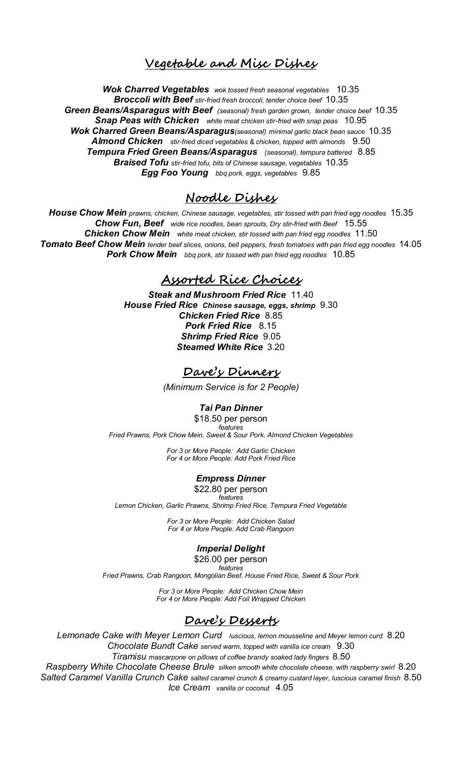## Vegetable and Misc Dishes

***Wok Charred Vegetables*** *wok tossed fresh seasonal vegetables* 10.35
***Broccoli with Beef*** *stir-fried fresh broccoli, tender choice beef* 10.35
***Green Beans/Asparagus with Beef*** *(seasonal) fresh garden grown, tender choice beef* 10.35
***Snap Peas with Chicken*** *white meat chicken stir-fried with snap peas* 10.95
***Wok Charred Green Beans/Asparagus*** *(seasonal) minimal garlic black bean sauce* 10.35
***Almond Chicken*** *stir-fried diced vegetables & chicken, topped with almonds* 9.50
***Tempura Fried Green Beans/Asparagus*** *(seasonal), tempura battered* 8.85
***Braised Tofu*** *stir-fried tofu, bits of Chinese sausage, vegetables* 10.35
***Egg Foo Young*** *bbq pork, eggs, vegetables* 9.85

## Noodle Dishes

***House Chow Mein*** *prawns, chicken, Chinese sausage, vegetables, stir tossed with pan fried egg noodles* 15.35
***Chow Fun, Beef*** *wide rice noodles, bean sprouts, Dry stir-fried with Beef* 15.55
***Chicken Chow Mein*** *white meat chicken, stir tossed with pan fried egg noodles* 11.50
***Tomato Beef Chow Mein*** *tender beef slices, onions, bell peppers, fresh tomatoes with pan fried egg noodles* 14.05
***Pork Chow Mein*** *bbq pork, stir tossed with pan fried egg noodles* 10.85

## Assorted Rice Choices

***Steak and Mushroom Fried Rice*** 11.40
***House Fried Rice*** ***Chinese sausage, eggs, shrimp*** 9.30
***Chicken Fried Rice*** 8.85
***Pork Fried Rice*** 8.15
***Shrimp Fried Rice*** 9.05
***Steamed White Rice*** 3.20

## Dave's Dinners

*(Minimum Service is for 2 People)*

### *Tai Pan Dinner*

$18.50 per person
*features*
*Fried Prawns, Pork Chow Mein, Sweet & Sour Pork, Almond Chicken Vegetables*

*For 3 or More People: Add Garlic Chicken*
*For 4 or More People: Add Pork Fried Rice*

### *Empress Dinner*

$22.80 per person
*features*
*Lemon Chicken, Garlic Prawns, Shrimp Fried Rice, Tempura Fried Vegetable*

*For 3 or More People: Add Chicken Salad*
*For 4 or More People: Add Crab Rangoon*

### *Imperial Delight*

$26.00 per person
*features*
*Fried Prawns, Crab Rangoon, Mongolian Beef, House Fried Rice, Sweet & Sour Pork*

*For 3 or More People: Add Chicken Chow Mein*
*For 4 or More People: Add Foil Wrapped Chicken*

## Dave's Desserts

*Lemonade Cake with Meyer Lemon Curd* *luscious, lemon mousseline and Meyer lemon curd* 8.20
*Chocolate Bundt Cake* *served warm, topped with vanilla ice cream* 9.30
*Tiramisu* *mascarpone on pillows of coffee brandy soaked lady fingers* 8.50
*Raspberry White Chocolate Cheese Brule* *silken smooth white chocolate cheese, with raspberry swirl* 8.20
*Salted Caramel Vanilla Crunch Cake* *salted caramel crunch & creamy custard layer, luscious caramel finish* 8.50
*Ice Cream* *vanilla or coconut* 4.05